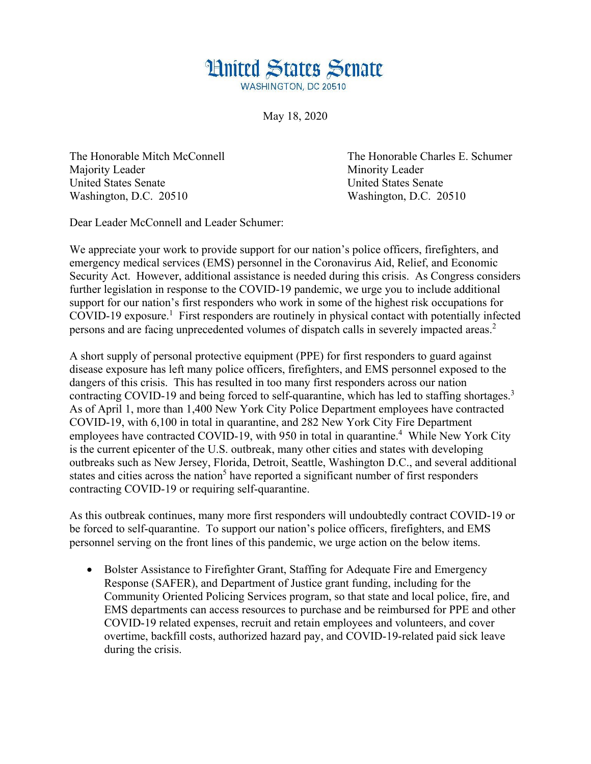# United States Senate

WASHINGTON, DC 20510

May 18, 2020

The Honorable Mitch McConnell
Majority Leader
United States Senate
Washington, D.C. 20510

The Honorable Charles E. Schumer
Minority Leader
United States Senate
Washington, D.C. 20510

Dear Leader McConnell and Leader Schumer:

We appreciate your work to provide support for our nation's police officers, firefighters, and emergency medical services (EMS) personnel in the Coronavirus Aid, Relief, and Economic Security Act. However, additional assistance is needed during this crisis. As Congress considers further legislation in response to the COVID-19 pandemic, we urge you to include additional support for our nation's first responders who work in some of the highest risk occupations for COVID-19 exposure.[1] First responders are routinely in physical contact with potentially infected persons and are facing unprecedented volumes of dispatch calls in severely impacted areas.[2]

A short supply of personal protective equipment (PPE) for first responders to guard against disease exposure has left many police officers, firefighters, and EMS personnel exposed to the dangers of this crisis. This has resulted in too many first responders across our nation contracting COVID-19 and being forced to self-quarantine, which has led to staffing shortages.[3] As of April 1, more than 1,400 New York City Police Department employees have contracted COVID-19, with 6,100 in total in quarantine, and 282 New York City Fire Department employees have contracted COVID-19, with 950 in total in quarantine.[4] While New York City is the current epicenter of the U.S. outbreak, many other cities and states with developing outbreaks such as New Jersey, Florida, Detroit, Seattle, Washington D.C., and several additional states and cities across the nation[5] have reported a significant number of first responders contracting COVID-19 or requiring self-quarantine.

As this outbreak continues, many more first responders will undoubtedly contract COVID-19 or be forced to self-quarantine. To support our nation's police officers, firefighters, and EMS personnel serving on the front lines of this pandemic, we urge action on the below items.

- Bolster Assistance to Firefighter Grant, Staffing for Adequate Fire and Emergency Response (SAFER), and Department of Justice grant funding, including for the Community Oriented Policing Services program, so that state and local police, fire, and EMS departments can access resources to purchase and be reimbursed for PPE and other COVID-19 related expenses, recruit and retain employees and volunteers, and cover overtime, backfill costs, authorized hazard pay, and COVID-19-related paid sick leave during the crisis.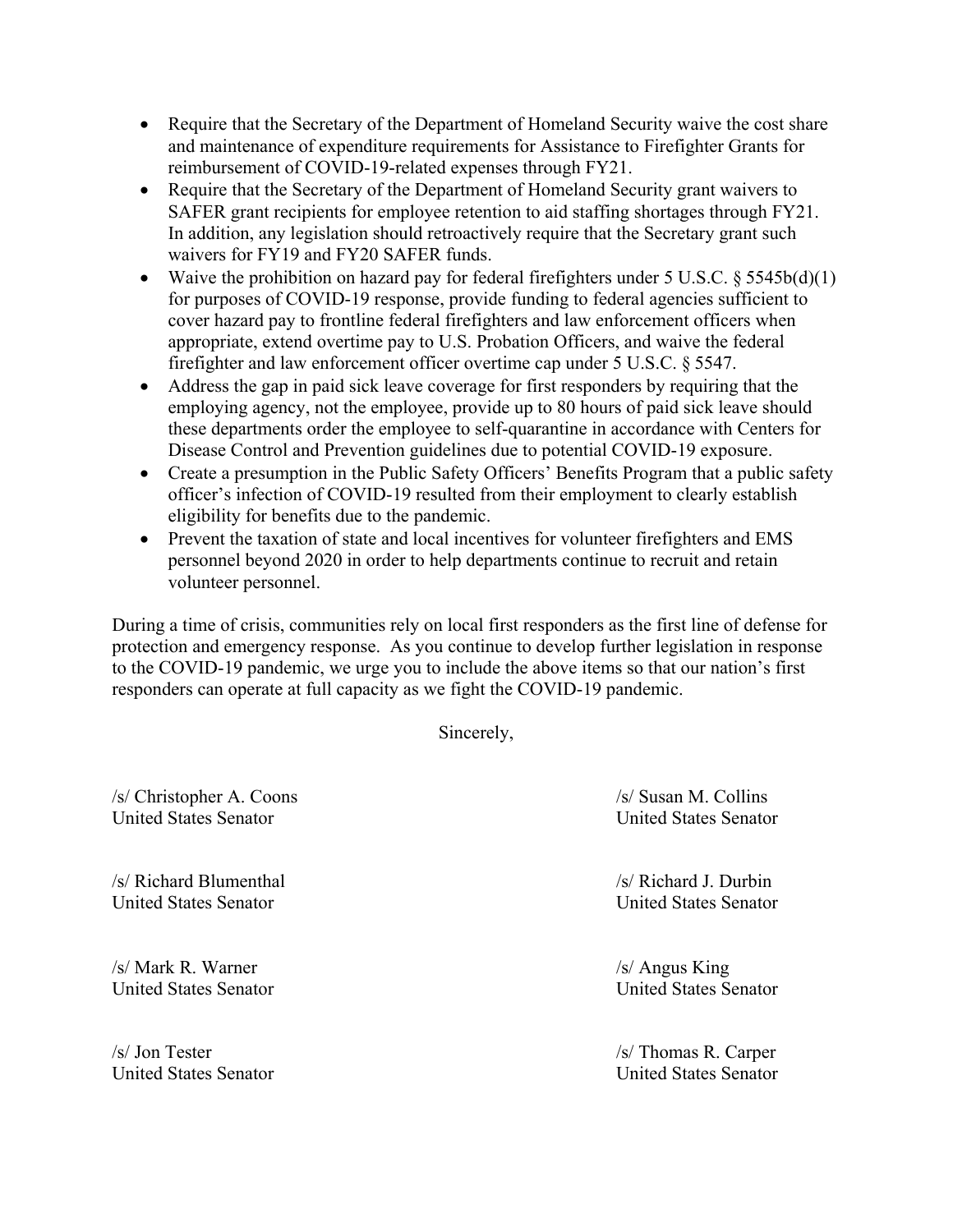- Require that the Secretary of the Department of Homeland Security waive the cost share and maintenance of expenditure requirements for Assistance to Firefighter Grants for reimbursement of COVID-19-related expenses through FY21.
- Require that the Secretary of the Department of Homeland Security grant waivers to SAFER grant recipients for employee retention to aid staffing shortages through FY21. In addition, any legislation should retroactively require that the Secretary grant such waivers for FY19 and FY20 SAFER funds.
- Waive the prohibition on hazard pay for federal firefighters under 5 U.S.C. § 5545b(d)(1) for purposes of COVID-19 response, provide funding to federal agencies sufficient to cover hazard pay to frontline federal firefighters and law enforcement officers when appropriate, extend overtime pay to U.S. Probation Officers, and waive the federal firefighter and law enforcement officer overtime cap under 5 U.S.C. § 5547.
- Address the gap in paid sick leave coverage for first responders by requiring that the employing agency, not the employee, provide up to 80 hours of paid sick leave should these departments order the employee to self-quarantine in accordance with Centers for Disease Control and Prevention guidelines due to potential COVID-19 exposure.
- Create a presumption in the Public Safety Officers' Benefits Program that a public safety officer's infection of COVID-19 resulted from their employment to clearly establish eligibility for benefits due to the pandemic.
- Prevent the taxation of state and local incentives for volunteer firefighters and EMS personnel beyond 2020 in order to help departments continue to recruit and retain volunteer personnel.

During a time of crisis, communities rely on local first responders as the first line of defense for protection and emergency response. As you continue to develop further legislation in response to the COVID-19 pandemic, we urge you to include the above items so that our nation's first responders can operate at full capacity as we fight the COVID-19 pandemic.

Sincerely,

/s/ Christopher A. Coons
United States Senator

/s/ Susan M. Collins
United States Senator

/s/ Richard Blumenthal
United States Senator

/s/ Richard J. Durbin
United States Senator

/s/ Mark R. Warner
United States Senator

/s/ Angus King
United States Senator

/s/ Jon Tester
United States Senator

/s/ Thomas R. Carper
United States Senator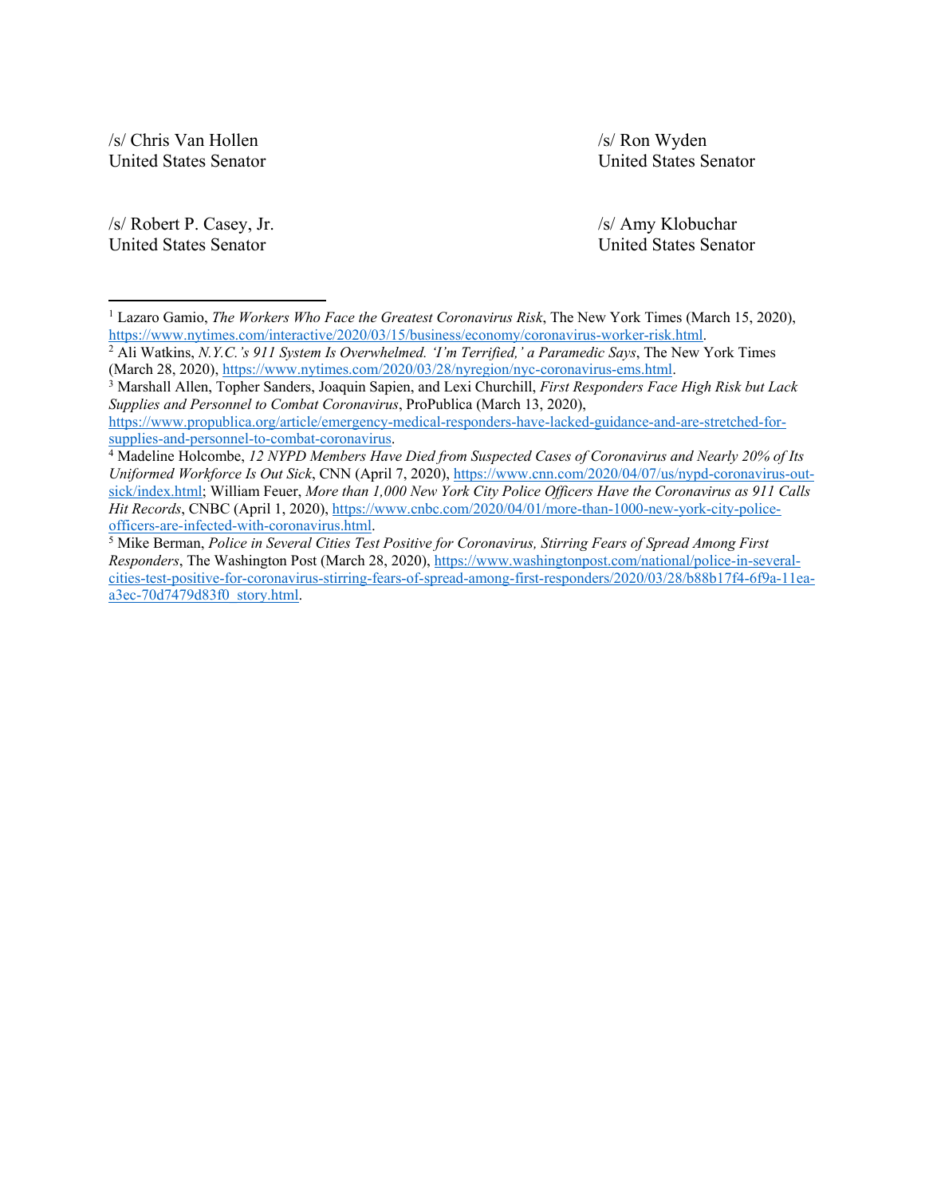/s/ Chris Van Hollen
United States Senator

/s/ Ron Wyden
United States Senator

/s/ Robert P. Casey, Jr.
United States Senator

/s/ Amy Klobuchar
United States Senator

---

[1] Lazaro Gamio, *The Workers Who Face the Greatest Coronavirus Risk*, The New York Times (March 15, 2020), https://www.nytimes.com/interactive/2020/03/15/business/economy/coronavirus-worker-risk.html.

[2] Ali Watkins, *N.Y.C.'s 911 System Is Overwhelmed. 'I'm Terrified,' a Paramedic Says*, The New York Times (March 28, 2020), https://www.nytimes.com/2020/03/28/nyregion/nyc-coronavirus-ems.html.

[3] Marshall Allen, Topher Sanders, Joaquin Sapien, and Lexi Churchill, *First Responders Face High Risk but Lack Supplies and Personnel to Combat Coronavirus*, ProPublica (March 13, 2020), https://www.propublica.org/article/emergency-medical-responders-have-lacked-guidance-and-are-stretched-for-supplies-and-personnel-to-combat-coronavirus.

[4] Madeline Holcombe, *12 NYPD Members Have Died from Suspected Cases of Coronavirus and Nearly 20% of Its Uniformed Workforce Is Out Sick*, CNN (April 7, 2020), https://www.cnn.com/2020/04/07/us/nypd-coronavirus-out-sick/index.html; William Feuer, *More than 1,000 New York City Police Officers Have the Coronavirus as 911 Calls Hit Records*, CNBC (April 1, 2020), https://www.cnbc.com/2020/04/01/more-than-1000-new-york-city-police-officers-are-infected-with-coronavirus.html.

[5] Mike Berman, *Police in Several Cities Test Positive for Coronavirus, Stirring Fears of Spread Among First Responders*, The Washington Post (March 28, 2020), https://www.washingtonpost.com/national/police-in-several-cities-test-positive-for-coronavirus-stirring-fears-of-spread-among-first-responders/2020/03/28/b88b17f4-6f9a-11ea-a3ec-70d7479d83f0_story.html.